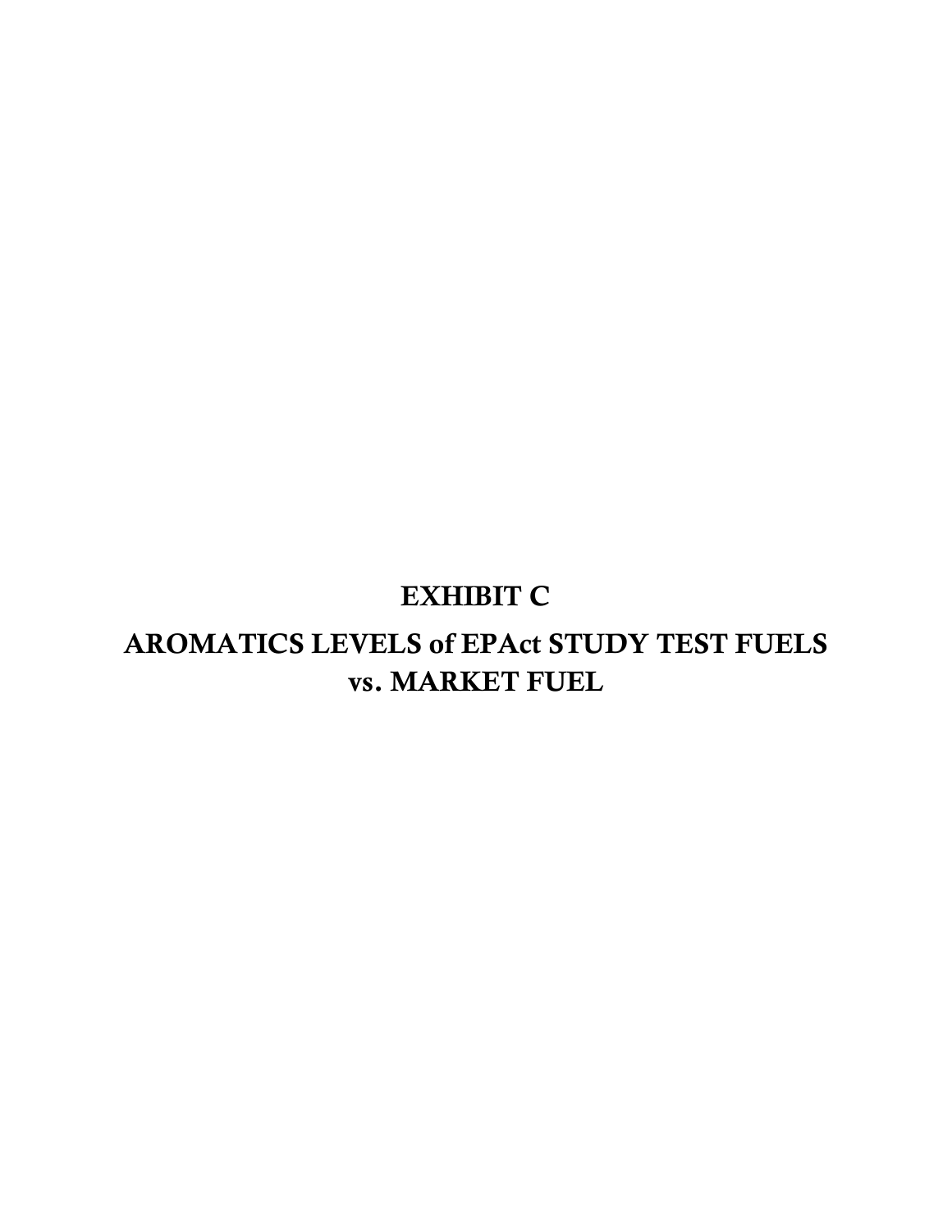# EXHIBIT C

# AROMATICS LEVELS of EPAct STUDY TEST FUELS vs. MARKET FUEL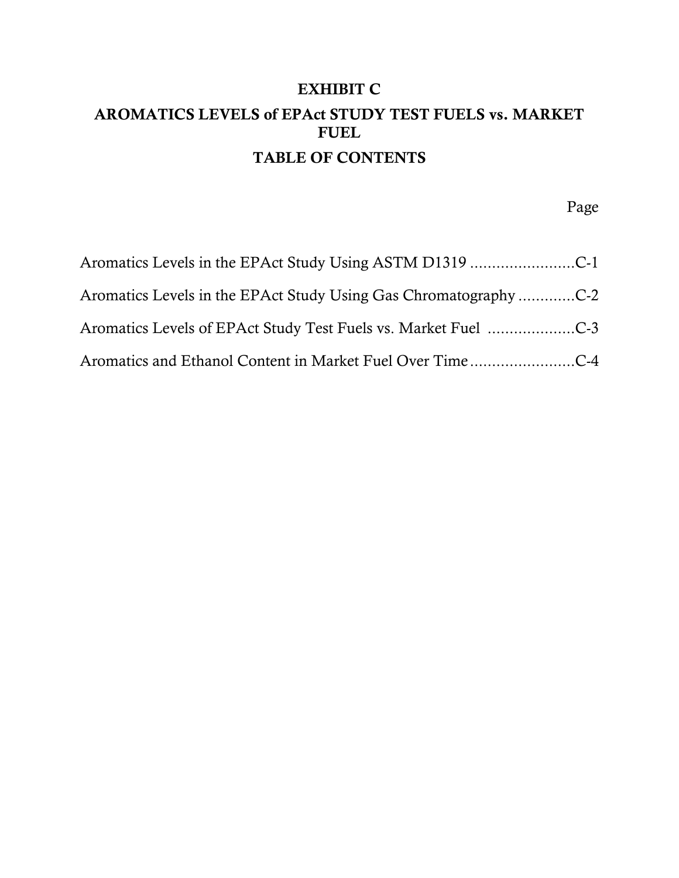# EXHIBIT C

# AROMATICS LEVELS of EPAct STUDY TEST FUELS vs. MARKET FUEL

## TABLE OF CONTENTS

Page

Aromatics Levels in the EPAct Study Using ASTM D1319 ........................C-1

Aromatics Levels in the EPAct Study Using Gas Chromatography ............C-2

Aromatics Levels of EPAct Study Test Fuels vs. Market Fuel ....................C-3

Aromatics and Ethanol Content in Market Fuel Over Time ........................C-4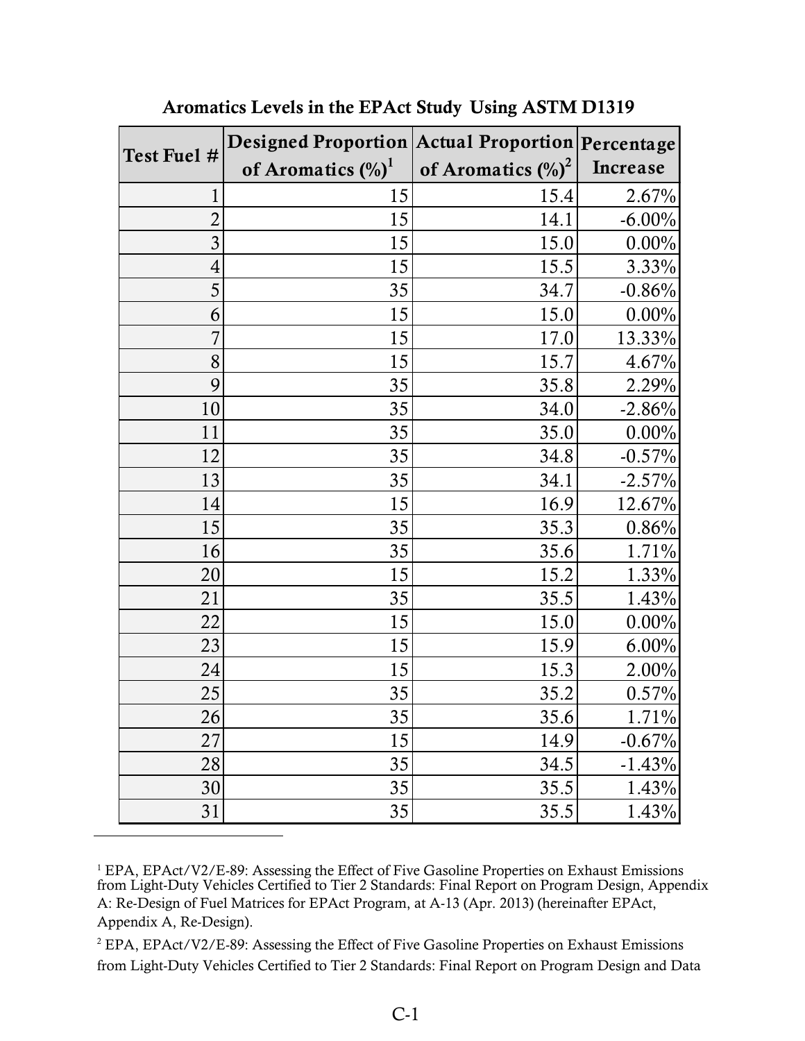## Aromatics Levels in the EPAct Study Using ASTM D1319

| Test Fuel # | Designed Proportion of Aromatics (%)[1] | Actual Proportion of Aromatics (%)[2] | Percentage Increase |
|---|---|---|---|
| 1 | 15 | 15.4 | 2.67% |
| 2 | 15 | 14.1 | -6.00% |
| 3 | 15 | 15.0 | 0.00% |
| 4 | 15 | 15.5 | 3.33% |
| 5 | 35 | 34.7 | -0.86% |
| 6 | 15 | 15.0 | 0.00% |
| 7 | 15 | 17.0 | 13.33% |
| 8 | 15 | 15.7 | 4.67% |
| 9 | 35 | 35.8 | 2.29% |
| 10 | 35 | 34.0 | -2.86% |
| 11 | 35 | 35.0 | 0.00% |
| 12 | 35 | 34.8 | -0.57% |
| 13 | 35 | 34.1 | -2.57% |
| 14 | 15 | 16.9 | 12.67% |
| 15 | 35 | 35.3 | 0.86% |
| 16 | 35 | 35.6 | 1.71% |
| 20 | 15 | 15.2 | 1.33% |
| 21 | 35 | 35.5 | 1.43% |
| 22 | 15 | 15.0 | 0.00% |
| 23 | 15 | 15.9 | 6.00% |
| 24 | 15 | 15.3 | 2.00% |
| 25 | 35 | 35.2 | 0.57% |
| 26 | 35 | 35.6 | 1.71% |
| 27 | 15 | 14.9 | -0.67% |
| 28 | 35 | 34.5 | -1.43% |
| 30 | 35 | 35.5 | 1.43% |
| 31 | 35 | 35.5 | 1.43% |

[1] EPA, EPAct/V2/E-89: Assessing the Effect of Five Gasoline Properties on Exhaust Emissions from Light-Duty Vehicles Certified to Tier 2 Standards: Final Report on Program Design, Appendix A: Re-Design of Fuel Matrices for EPAct Program, at A-13 (Apr. 2013) (hereinafter EPAct, Appendix A, Re-Design).

[2] EPA, EPAct/V2/E-89: Assessing the Effect of Five Gasoline Properties on Exhaust Emissions from Light-Duty Vehicles Certified to Tier 2 Standards: Final Report on Program Design and Data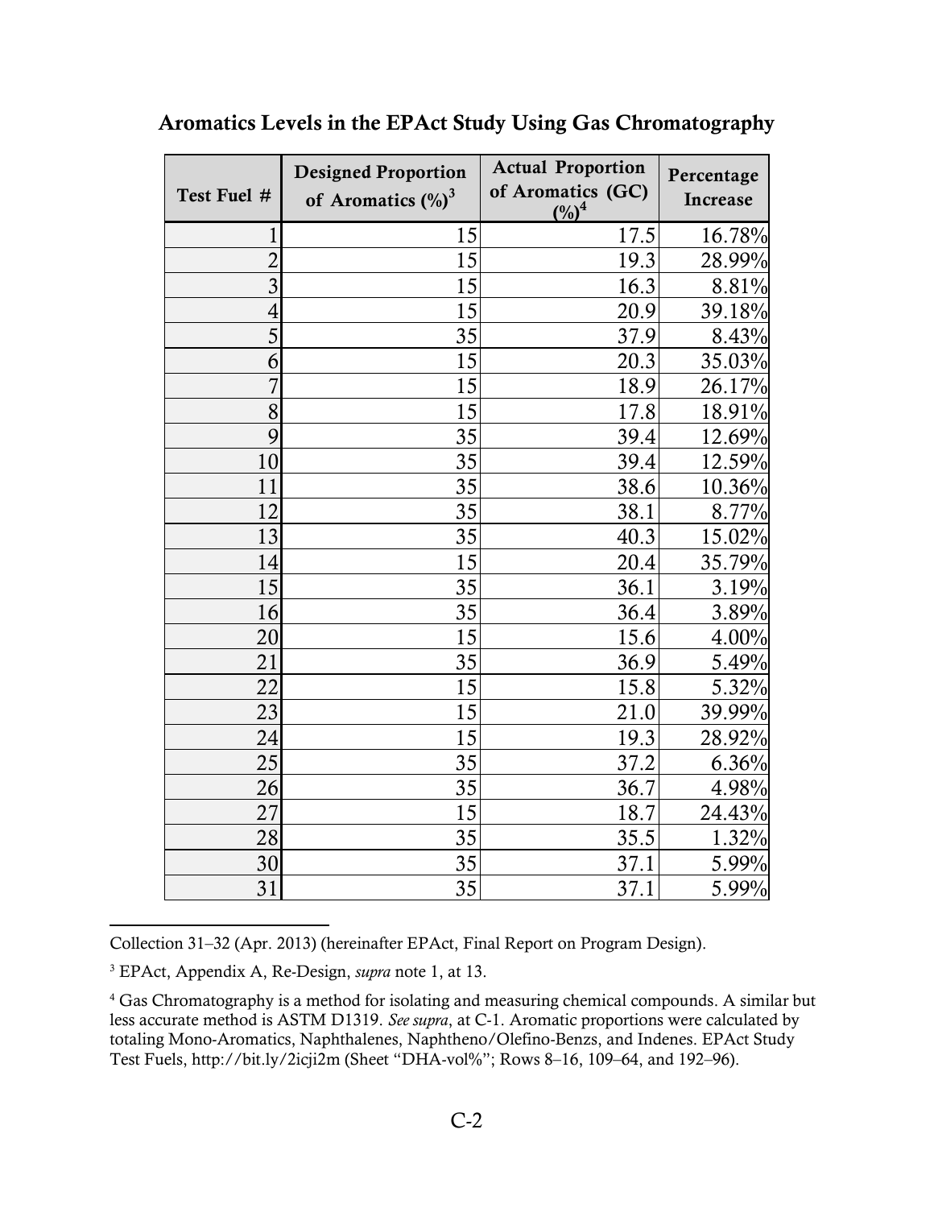## Aromatics Levels in the EPAct Study Using Gas Chromatography

| Test Fuel # | Designed Proportion of Aromatics (%)[3] | Actual Proportion of Aromatics (GC) (%)[4] | Percentage Increase |
|---|---|---|---|
| 1 | 15 | 17.5 | 16.78% |
| 2 | 15 | 19.3 | 28.99% |
| 3 | 15 | 16.3 | 8.81% |
| 4 | 15 | 20.9 | 39.18% |
| 5 | 35 | 37.9 | 8.43% |
| 6 | 15 | 20.3 | 35.03% |
| 7 | 15 | 18.9 | 26.17% |
| 8 | 15 | 17.8 | 18.91% |
| 9 | 35 | 39.4 | 12.69% |
| 10 | 35 | 39.4 | 12.59% |
| 11 | 35 | 38.6 | 10.36% |
| 12 | 35 | 38.1 | 8.77% |
| 13 | 35 | 40.3 | 15.02% |
| 14 | 15 | 20.4 | 35.79% |
| 15 | 35 | 36.1 | 3.19% |
| 16 | 35 | 36.4 | 3.89% |
| 20 | 15 | 15.6 | 4.00% |
| 21 | 35 | 36.9 | 5.49% |
| 22 | 15 | 15.8 | 5.32% |
| 23 | 15 | 21.0 | 39.99% |
| 24 | 15 | 19.3 | 28.92% |
| 25 | 35 | 37.2 | 6.36% |
| 26 | 35 | 36.7 | 4.98% |
| 27 | 15 | 18.7 | 24.43% |
| 28 | 35 | 35.5 | 1.32% |
| 30 | 35 | 37.1 | 5.99% |
| 31 | 35 | 37.1 | 5.99% |

Collection 31–32 (Apr. 2013) (hereinafter EPAct, Final Report on Program Design).

[3] EPAct, Appendix A, Re-Design, *supra* note 1, at 13.

[4] Gas Chromatography is a method for isolating and measuring chemical compounds. A similar but less accurate method is ASTM D1319. *See supra*, at C-1. Aromatic proportions were calculated by totaling Mono-Aromatics, Naphthalenes, Naphtheno/Olefino-Benzs, and Indenes. EPAct Study Test Fuels, http://bit.ly/2icji2m (Sheet "DHA-vol%"; Rows 8–16, 109–64, and 192–96).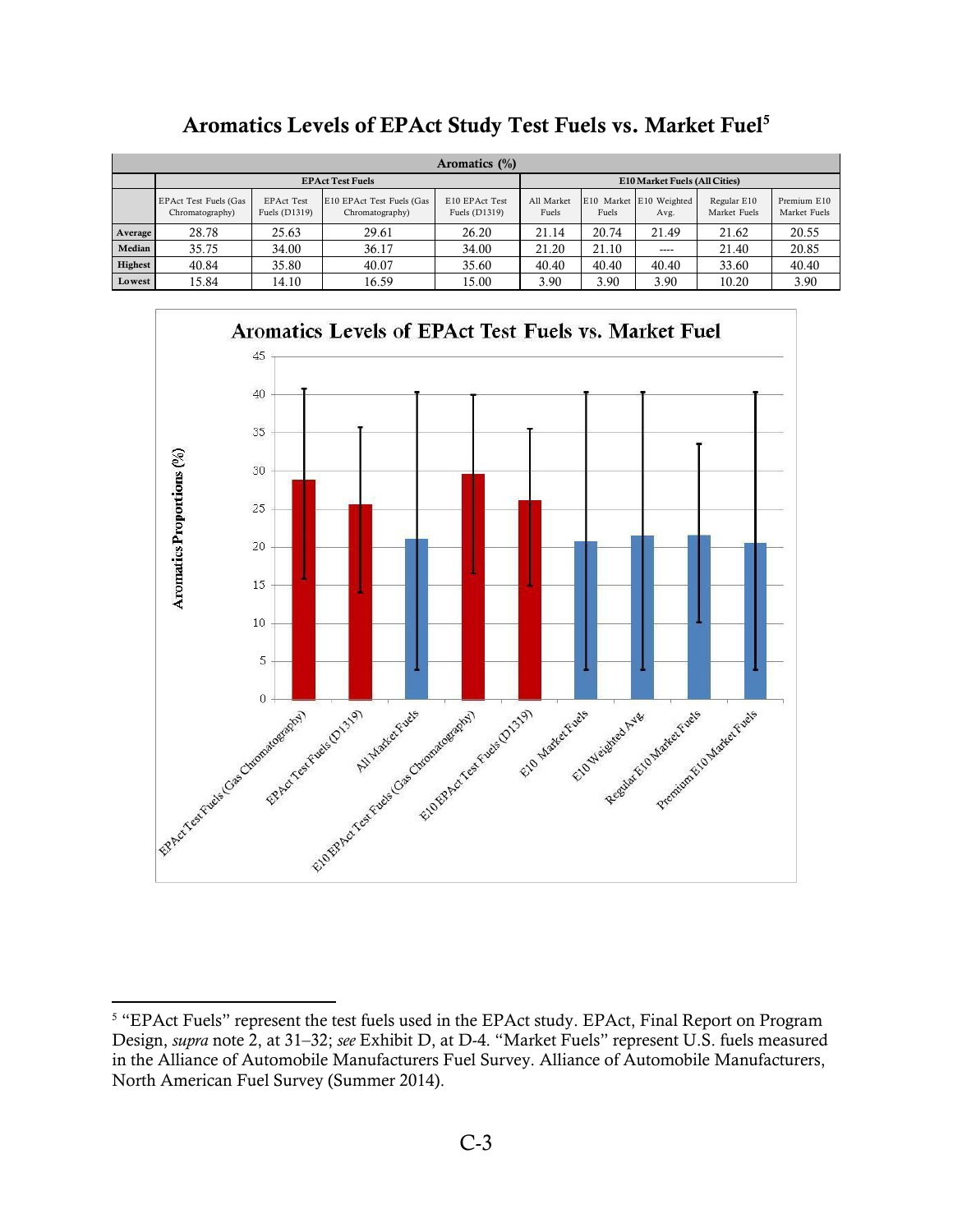## Aromatics Levels of EPAct Study Test Fuels vs. Market Fuel[5]

| Aromatics (%) | | | | | | | | | |
|---|---|---|---|---|---|---|---|---|---|
| | EPAct Test Fuels | | | | E10 Market Fuels (All Cities) | | | | |
| | EPAct Test Fuels (Gas Chromatography) | EPAct Test Fuels (D1319) | E10 EPAct Test Fuels (Gas Chromatography) | E10 EPAct Test Fuels (D1319) | All Market Fuels | E10 Market Fuels | E10 Weighted Avg. | Regular E10 Market Fuels | Premium E10 Market Fuels |
| Average | 28.78 | 25.63 | 29.61 | 26.20 | 21.14 | 20.74 | 21.49 | 21.62 | 20.55 |
| Median | 35.75 | 34.00 | 36.17 | 34.00 | 21.20 | 21.10 | ---- | 21.40 | 20.85 |
| Highest | 40.84 | 35.80 | 40.07 | 35.60 | 40.40 | 40.40 | 40.40 | 33.60 | 40.40 |
| Lowest | 15.84 | 14.10 | 16.59 | 15.00 | 3.90 | 3.90 | 3.90 | 10.20 | 3.90 |

Aromatics Levels of EPAct Test Fuels vs. Market Fuel

Aromatics Proportions (%)

45
40
35
30
25
20
15
10
5
0

EPAct Test Fuels (Gas Chromatography)
EPAct Test Fuels (D1319)
All Market Fuels
E10 EPAct Test Fuels (Gas Chromatography)
E10 EPAct Test Fuels (D1319)
E10 Market Fuels
E10 Weighted Avg.
Regular E10 Market Fuels
Premium E10 Market Fuels

[5] "EPAct Fuels" represent the test fuels used in the EPAct study. EPAct, Final Report on Program Design, *supra* note 2, at 31–32; *see* Exhibit D, at D-4. "Market Fuels" represent U.S. fuels measured in the Alliance of Automobile Manufacturers Fuel Survey. Alliance of Automobile Manufacturers, North American Fuel Survey (Summer 2014).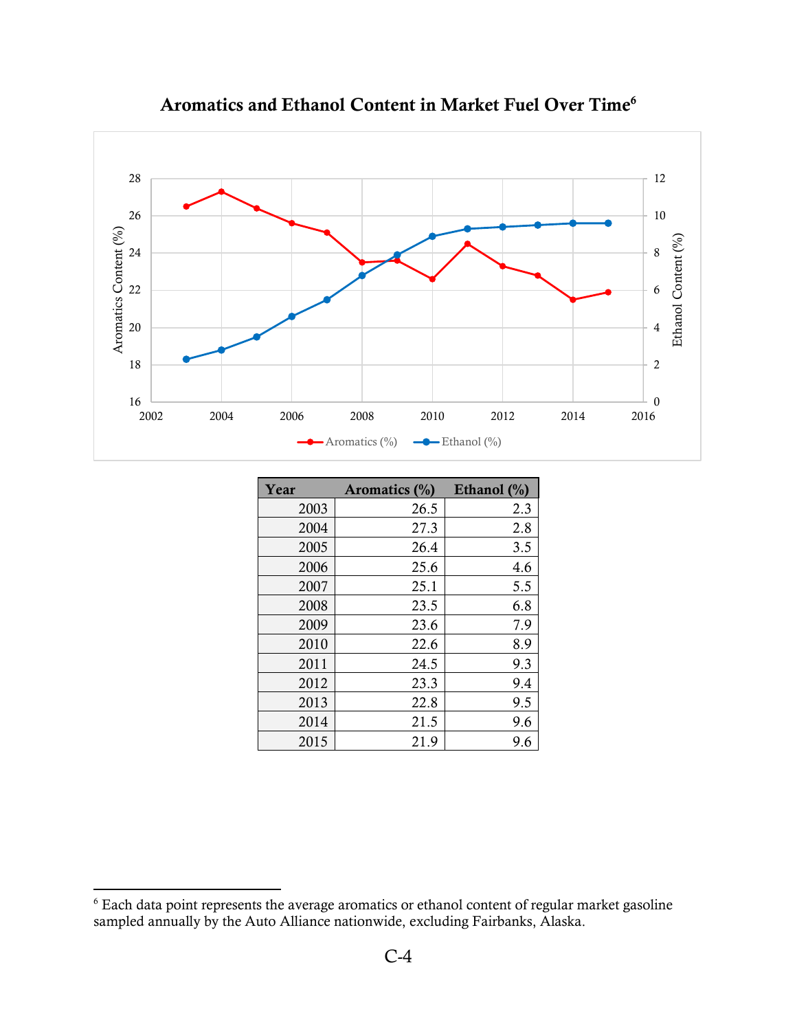## Aromatics and Ethanol Content in Market Fuel Over Time[6]

28
26
24
22
20
18
16

Aromatics Content (%)

12
10
8
6
4
2
0

Ethanol Content (%)

2002 2004 2006 2008 2010 2012 2014 2016

Aromatics (%) Ethanol (%)

| Year | Aromatics (%) | Ethanol (%) |
|---|---|---|
| 2003 | 26.5 | 2.3 |
| 2004 | 27.3 | 2.8 |
| 2005 | 26.4 | 3.5 |
| 2006 | 25.6 | 4.6 |
| 2007 | 25.1 | 5.5 |
| 2008 | 23.5 | 6.8 |
| 2009 | 23.6 | 7.9 |
| 2010 | 22.6 | 8.9 |
| 2011 | 24.5 | 9.3 |
| 2012 | 23.3 | 9.4 |
| 2013 | 22.8 | 9.5 |
| 2014 | 21.5 | 9.6 |
| 2015 | 21.9 | 9.6 |

[6] Each data point represents the average aromatics or ethanol content of regular market gasoline sampled annually by the Auto Alliance nationwide, excluding Fairbanks, Alaska.